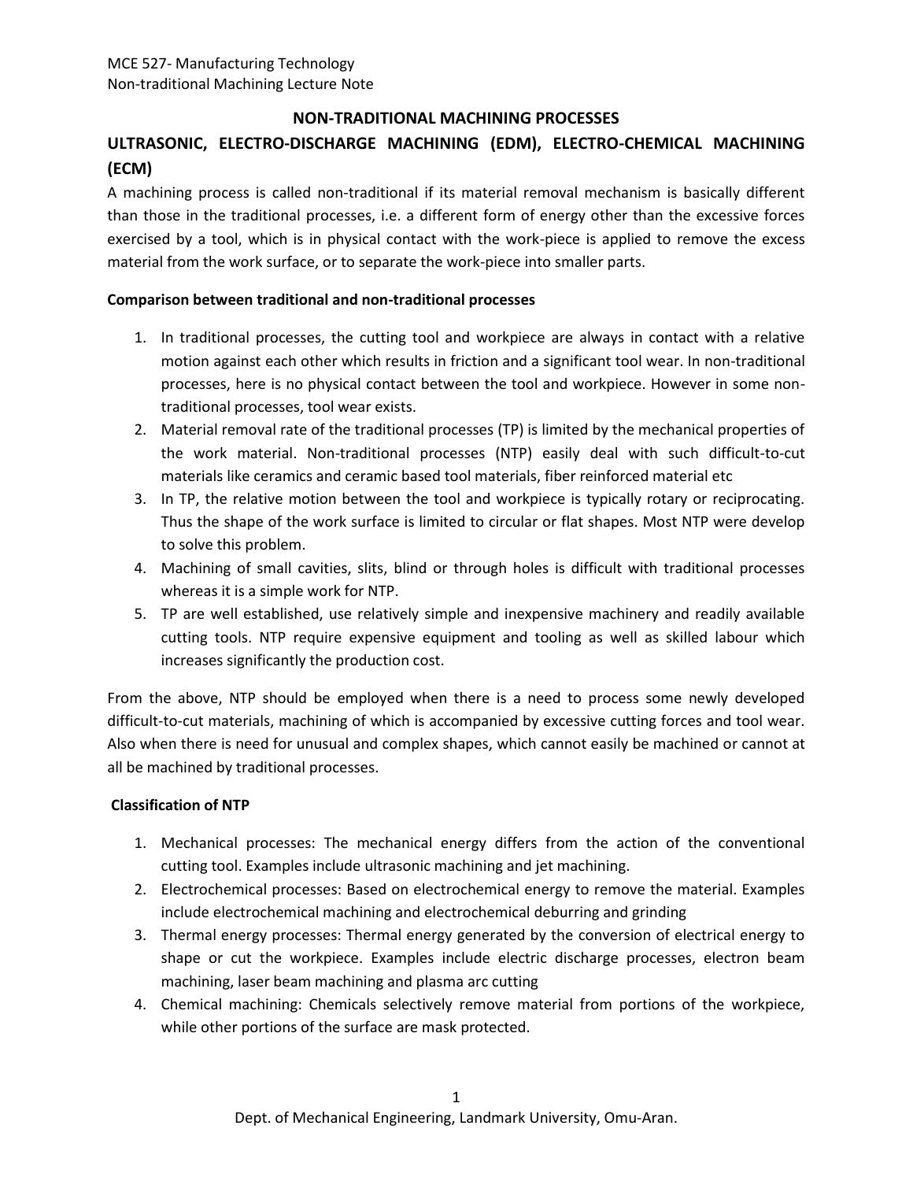# NON-TRADITIONAL MACHINING PROCESSES

## ULTRASONIC, ELECTRO-DISCHARGE MACHINING (EDM), ELECTRO-CHEMICAL MACHINING (ECM)

A machining process is called non-traditional if its material removal mechanism is basically different than those in the traditional processes, i.e. a different form of energy other than the excessive forces exercised by a tool, which is in physical contact with the work-piece is applied to remove the excess material from the work surface, or to separate the work-piece into smaller parts.

**Comparison between traditional and non-traditional processes**

1. In traditional processes, the cutting tool and workpiece are always in contact with a relative motion against each other which results in friction and a significant tool wear. In non-traditional processes, here is no physical contact between the tool and workpiece. However in some non-traditional processes, tool wear exists.
2. Material removal rate of the traditional processes (TP) is limited by the mechanical properties of the work material. Non-traditional processes (NTP) easily deal with such difficult-to-cut materials like ceramics and ceramic based tool materials, fiber reinforced material etc
3. In TP, the relative motion between the tool and workpiece is typically rotary or reciprocating. Thus the shape of the work surface is limited to circular or flat shapes. Most NTP were develop to solve this problem.
4. Machining of small cavities, slits, blind or through holes is difficult with traditional processes whereas it is a simple work for NTP.
5. TP are well established, use relatively simple and inexpensive machinery and readily available cutting tools. NTP require expensive equipment and tooling as well as skilled labour which increases significantly the production cost.

From the above, NTP should be employed when there is a need to process some newly developed difficult-to-cut materials, machining of which is accompanied by excessive cutting forces and tool wear. Also when there is need for unusual and complex shapes, which cannot easily be machined or cannot at all be machined by traditional processes.

**Classification of NTP**

1. Mechanical processes: The mechanical energy differs from the action of the conventional cutting tool. Examples include ultrasonic machining and jet machining.
2. Electrochemical processes: Based on electrochemical energy to remove the material. Examples include electrochemical machining and electrochemical deburring and grinding
3. Thermal energy processes: Thermal energy generated by the conversion of electrical energy to shape or cut the workpiece. Examples include electric discharge processes, electron beam machining, laser beam machining and plasma arc cutting
4. Chemical machining: Chemicals selectively remove material from portions of the workpiece, while other portions of the surface are mask protected.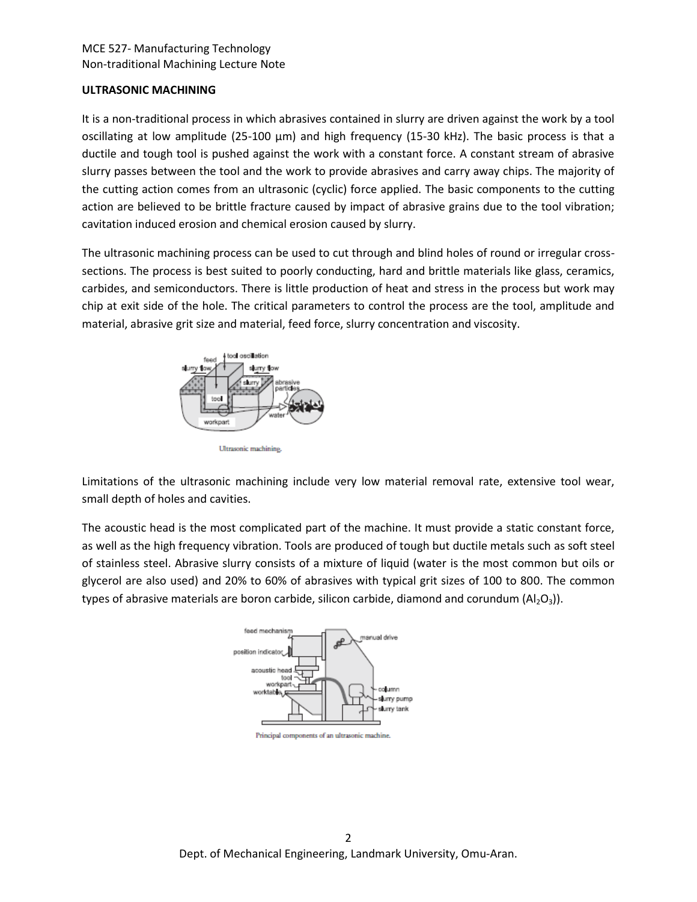## ULTRASONIC MACHINING

It is a non-traditional process in which abrasives contained in slurry are driven against the work by a tool oscillating at low amplitude (25-100 μm) and high frequency (15-30 kHz). The basic process is that a ductile and tough tool is pushed against the work with a constant force. A constant stream of abrasive slurry passes between the tool and the work to provide abrasives and carry away chips. The majority of the cutting action comes from an ultrasonic (cyclic) force applied. The basic components to the cutting action are believed to be brittle fracture caused by impact of abrasive grains due to the tool vibration; cavitation induced erosion and chemical erosion caused by slurry.

The ultrasonic machining process can be used to cut through and blind holes of round or irregular cross-sections. The process is best suited to poorly conducting, hard and brittle materials like glass, ceramics, carbides, and semiconductors. There is little production of heat and stress in the process but work may chip at exit side of the hole. The critical parameters to control the process are the tool, amplitude and material, abrasive grit size and material, feed force, slurry concentration and viscosity.

Ultrasonic machining.

Limitations of the ultrasonic machining include very low material removal rate, extensive tool wear, small depth of holes and cavities.

The acoustic head is the most complicated part of the machine. It must provide a static constant force, as well as the high frequency vibration. Tools are produced of tough but ductile metals such as soft steel of stainless steel. Abrasive slurry consists of a mixture of liquid (water is the most common but oils or glycerol are also used) and 20% to 60% of abrasives with typical grit sizes of 100 to 800. The common types of abrasive materials are boron carbide, silicon carbide, diamond and corundum ($Al_2O_3$)).

Principal components of an ultrasonic machine.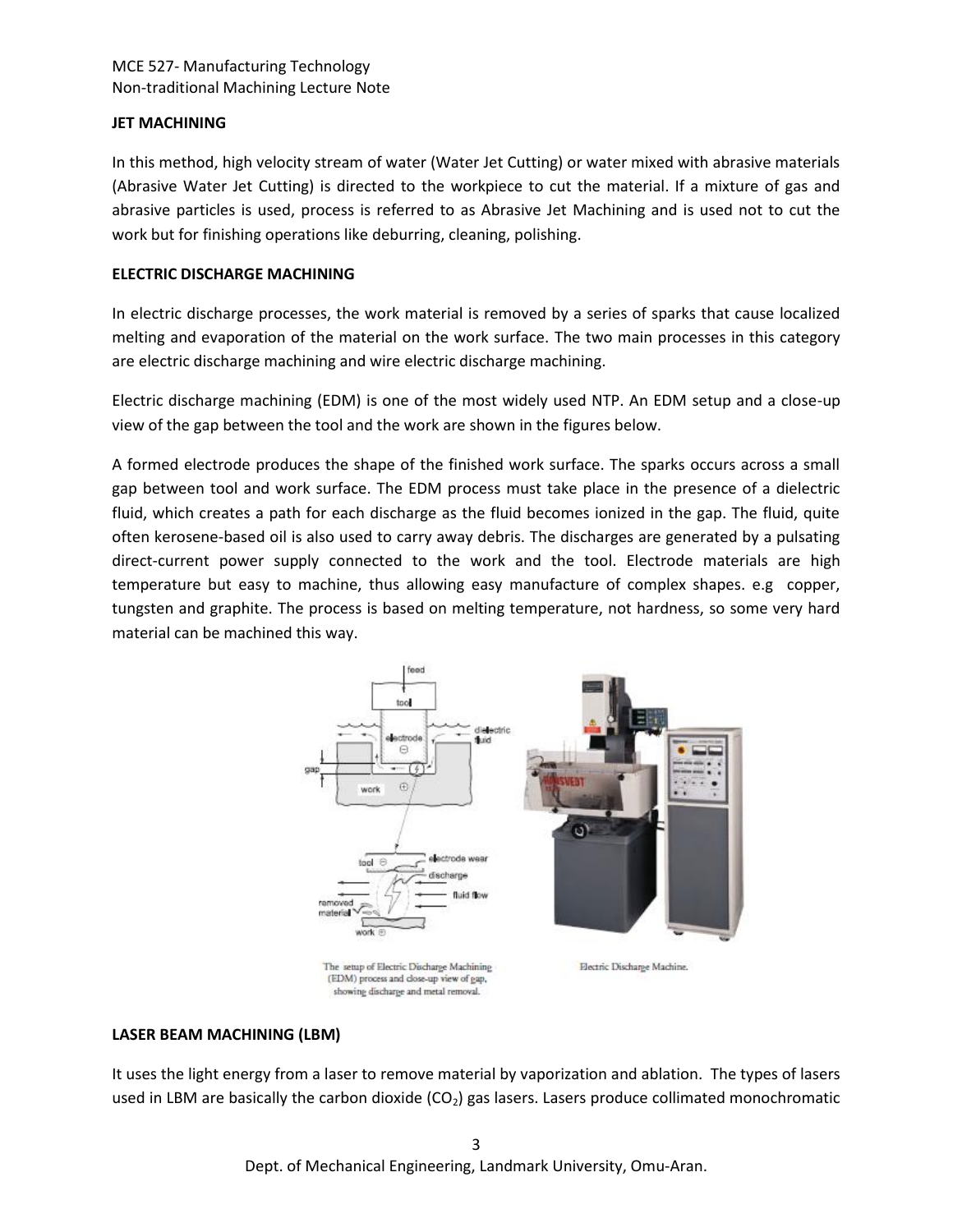**JET MACHINING**

In this method, high velocity stream of water (Water Jet Cutting) or water mixed with abrasive materials (Abrasive Water Jet Cutting) is directed to the workpiece to cut the material. If a mixture of gas and abrasive particles is used, process is referred to as Abrasive Jet Machining and is used not to cut the work but for finishing operations like deburring, cleaning, polishing.

**ELECTRIC DISCHARGE MACHINING**

In electric discharge processes, the work material is removed by a series of sparks that cause localized melting and evaporation of the material on the work surface. The two main processes in this category are electric discharge machining and wire electric discharge machining.

Electric discharge machining (EDM) is one of the most widely used NTP. An EDM setup and a close-up view of the gap between the tool and the work are shown in the figures below.

A formed electrode produces the shape of the finished work surface. The sparks occurs across a small gap between tool and work surface. The EDM process must take place in the presence of a dielectric fluid, which creates a path for each discharge as the fluid becomes ionized in the gap. The fluid, quite often kerosene-based oil is also used to carry away debris. The discharges are generated by a pulsating direct-current power supply connected to the work and the tool. Electrode materials are high temperature but easy to machine, thus allowing easy manufacture of complex shapes. e.g copper, tungsten and graphite. The process is based on melting temperature, not hardness, so some very hard material can be machined this way.

The setup of Electric Discharge Machining (EDM) process and close-up view of gap, showing discharge and metal removal.

Electric Discharge Machine.

**LASER BEAM MACHINING (LBM)**

It uses the light energy from a laser to remove material by vaporization and ablation. The types of lasers used in LBM are basically the carbon dioxide ($CO_2$) gas lasers. Lasers produce collimated monochromatic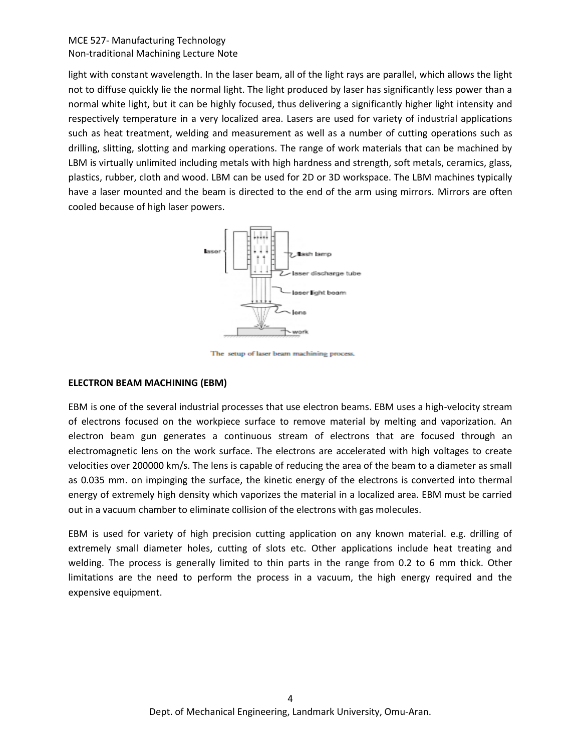light with constant wavelength. In the laser beam, all of the light rays are parallel, which allows the light not to diffuse quickly lie the normal light. The light produced by laser has significantly less power than a normal white light, but it can be highly focused, thus delivering a significantly higher light intensity and respectively temperature in a very localized area. Lasers are used for variety of industrial applications such as heat treatment, welding and measurement as well as a number of cutting operations such as drilling, slitting, slotting and marking operations. The range of work materials that can be machined by LBM is virtually unlimited including metals with high hardness and strength, soft metals, ceramics, glass, plastics, rubber, cloth and wood. LBM can be used for 2D or 3D workspace. The LBM machines typically have a laser mounted and the beam is directed to the end of the arm using mirrors. Mirrors are often cooled because of high laser powers.

The setup of laser beam machining process.

**ELECTRON BEAM MACHINING (EBM)**

EBM is one of the several industrial processes that use electron beams. EBM uses a high-velocity stream of electrons focused on the workpiece surface to remove material by melting and vaporization. An electron beam gun generates a continuous stream of electrons that are focused through an electromagnetic lens on the work surface. The electrons are accelerated with high voltages to create velocities over 200000 km/s. The lens is capable of reducing the area of the beam to a diameter as small as 0.035 mm. on impinging the surface, the kinetic energy of the electrons is converted into thermal energy of extremely high density which vaporizes the material in a localized area. EBM must be carried out in a vacuum chamber to eliminate collision of the electrons with gas molecules.

EBM is used for variety of high precision cutting application on any known material. e.g. drilling of extremely small diameter holes, cutting of slots etc. Other applications include heat treating and welding. The process is generally limited to thin parts in the range from 0.2 to 6 mm thick. Other limitations are the need to perform the process in a vacuum, the high energy required and the expensive equipment.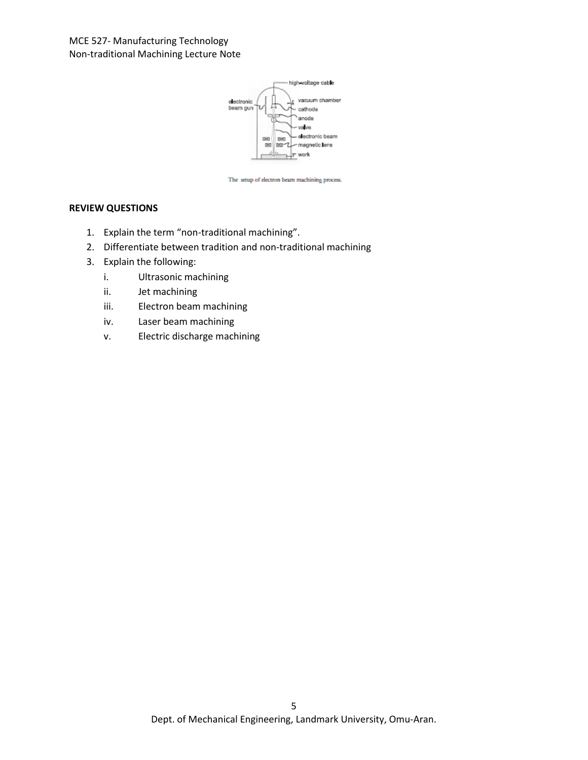The setup of electron beam machining process.

**REVIEW QUESTIONS**

1. Explain the term "non-traditional machining".
2. Differentiate between tradition and non-traditional machining
3. Explain the following:
   i. Ultrasonic machining
   ii. Jet machining
   iii. Electron beam machining
   iv. Laser beam machining
   v. Electric discharge machining